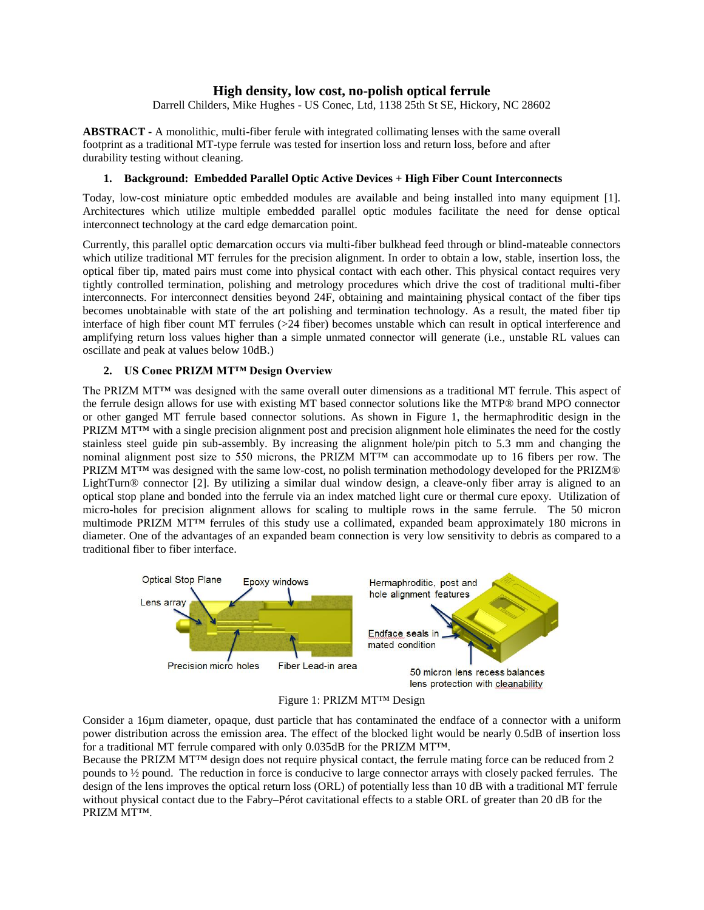# High density, low cost, no-polish optical ferrule

Darrell Childers, Mike Hughes - US Conec, Ltd, 1138 25th St SE, Hickory, NC 28602

**ABSTRACT** - A monolithic, multi-fiber ferule with integrated collimating lenses with the same overall footprint as a traditional MT-type ferrule was tested for insertion loss and return loss, before and after durability testing without cleaning.

## 1. Background: Embedded Parallel Optic Active Devices + High Fiber Count Interconnects

Today, low-cost miniature optic embedded modules are available and being installed into many equipment [1]. Architectures which utilize multiple embedded parallel optic modules facilitate the need for dense optical interconnect technology at the card edge demarcation point.

Currently, this parallel optic demarcation occurs via multi-fiber bulkhead feed through or blind-mateable connectors which utilize traditional MT ferrules for the precision alignment. In order to obtain a low, stable, insertion loss, the optical fiber tip, mated pairs must come into physical contact with each other. This physical contact requires very tightly controlled termination, polishing and metrology procedures which drive the cost of traditional multi-fiber interconnects. For interconnect densities beyond 24F, obtaining and maintaining physical contact of the fiber tips becomes unobtainable with state of the art polishing and termination technology. As a result, the mated fiber tip interface of high fiber count MT ferrules (>24 fiber) becomes unstable which can result in optical interference and amplifying return loss values higher than a simple unmated connector will generate (i.e., unstable RL values can oscillate and peak at values below 10dB.)

## 2. US Conec PRIZM MT™ Design Overview

The PRIZM MT™ was designed with the same overall outer dimensions as a traditional MT ferrule. This aspect of the ferrule design allows for use with existing MT based connector solutions like the MTP® brand MPO connector or other ganged MT ferrule based connector solutions. As shown in Figure 1, the hermaphroditic design in the PRIZM MT™ with a single precision alignment post and precision alignment hole eliminates the need for the costly stainless steel guide pin sub-assembly. By increasing the alignment hole/pin pitch to 5.3 mm and changing the nominal alignment post size to 550 microns, the PRIZM MT™ can accommodate up to 16 fibers per row. The PRIZM MT™ was designed with the same low-cost, no polish termination methodology developed for the PRIZM® LightTurn® connector [2]. By utilizing a similar dual window design, a cleave-only fiber array is aligned to an optical stop plane and bonded into the ferrule via an index matched light cure or thermal cure epoxy. Utilization of micro-holes for precision alignment allows for scaling to multiple rows in the same ferrule. The 50 micron multimode PRIZM MT™ ferrules of this study use a collimated, expanded beam approximately 180 microns in diameter. One of the advantages of an expanded beam connection is very low sensitivity to debris as compared to a traditional fiber to fiber interface.

Figure 1: PRIZM MT™ Design

Consider a 16µm diameter, opaque, dust particle that has contaminated the endface of a connector with a uniform power distribution across the emission area. The effect of the blocked light would be nearly 0.5dB of insertion loss for a traditional MT ferrule compared with only 0.035dB for the PRIZM MT™.

Because the PRIZM MT™ design does not require physical contact, the ferrule mating force can be reduced from 2 pounds to ½ pound. The reduction in force is conducive to large connector arrays with closely packed ferrules. The design of the lens improves the optical return loss (ORL) of potentially less than 10 dB with a traditional MT ferrule without physical contact due to the Fabry–Pérot cavitational effects to a stable ORL of greater than 20 dB for the PRIZM MT™.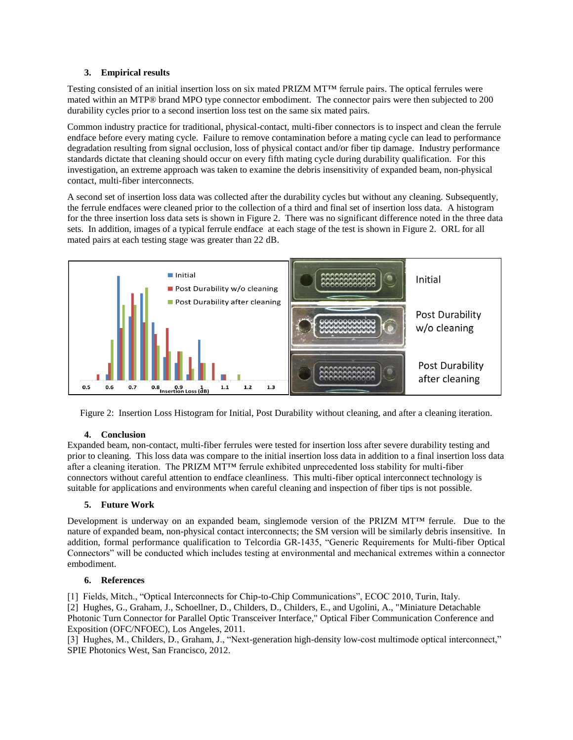### 3. Empirical results

Testing consisted of an initial insertion loss on six mated PRIZM MT™ ferrule pairs. The optical ferrules were mated within an MTP® brand MPO type connector embodiment. The connector pairs were then subjected to 200 durability cycles prior to a second insertion loss test on the same six mated pairs.

Common industry practice for traditional, physical-contact, multi-fiber connectors is to inspect and clean the ferrule endface before every mating cycle. Failure to remove contamination before a mating cycle can lead to performance degradation resulting from signal occlusion, loss of physical contact and/or fiber tip damage. Industry performance standards dictate that cleaning should occur on every fifth mating cycle during durability qualification. For this investigation, an extreme approach was taken to examine the debris insensitivity of expanded beam, non-physical contact, multi-fiber interconnects.

A second set of insertion loss data was collected after the durability cycles but without any cleaning. Subsequently, the ferrule endfaces were cleaned prior to the collection of a third and final set of insertion loss data. A histogram for the three insertion loss data sets is shown in Figure 2. There was no significant difference noted in the three data sets. In addition, images of a typical ferrule endface at each stage of the test is shown in Figure 2. ORL for all mated pairs at each testing stage was greater than 22 dB.

Initial
Post Durability w/o cleaning
Post Durability after cleaning

0.5 0.6 0.7 0.8 0.9 1 1.1 1.2 1.3
Insertion Loss (dB)

Initial
Post Durability w/o cleaning
Post Durability after cleaning

Figure 2: Insertion Loss Histogram for Initial, Post Durability without cleaning, and after a cleaning iteration.

### 4. Conclusion

Expanded beam, non-contact, multi-fiber ferrules were tested for insertion loss after severe durability testing and prior to cleaning. This loss data was compare to the initial insertion loss data in addition to a final insertion loss data after a cleaning iteration. The PRIZM MT™ ferrule exhibited unprecedented loss stability for multi-fiber connectors without careful attention to endface cleanliness. This multi-fiber optical interconnect technology is suitable for applications and environments when careful cleaning and inspection of fiber tips is not possible.

### 5. Future Work

Development is underway on an expanded beam, singlemode version of the PRIZM MT™ ferrule. Due to the nature of expanded beam, non-physical contact interconnects; the SM version will be similarly debris insensitive. In addition, formal performance qualification to Telcordia GR-1435, "Generic Requirements for Multi-fiber Optical Connectors" will be conducted which includes testing at environmental and mechanical extremes within a connector embodiment.

### 6. References

[1] Fields, Mitch., "Optical Interconnects for Chip-to-Chip Communications", ECOC 2010, Turin, Italy.
[2] Hughes, G., Graham, J., Schoellner, D., Childers, D., Childers, E., and Ugolini, A., "Miniature Detachable Photonic Turn Connector for Parallel Optic Transceiver Interface," Optical Fiber Communication Conference and Exposition (OFC/NFOEC), Los Angeles, 2011.
[3] Hughes, M., Childers, D., Graham, J., "Next-generation high-density low-cost multimode optical interconnect," SPIE Photonics West, San Francisco, 2012.